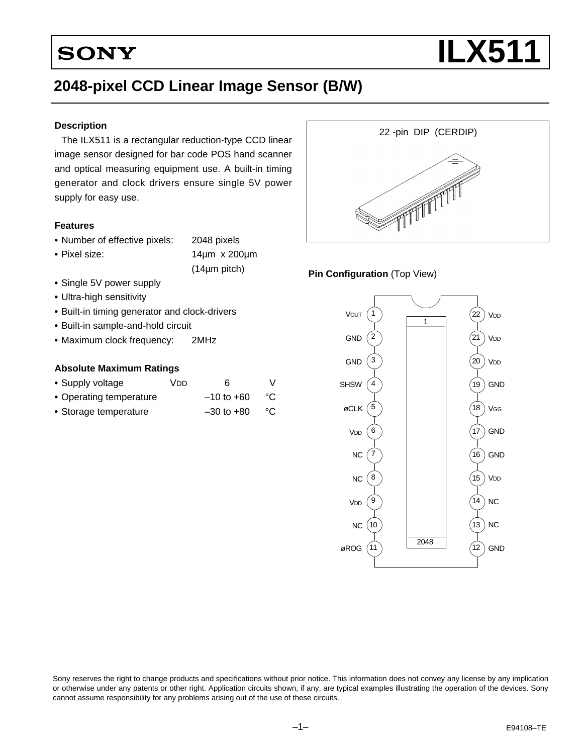SONY

# ILX511

## 2048-pixel CCD Linear Image Sensor (B/W)

### Description

The ILX511 is a rectangular reduction-type CCD linear image sensor designed for bar code POS hand scanner and optical measuring equipment use. A built-in timing generator and clock drivers ensure single 5V power supply for easy use.

22 -pin DIP (CERDIP)

### Features

- Number of effective pixels: 2048 pixels
- Pixel size: 14µm x 200µm (14µm pitch)
- Single 5V power supply
- Ultra-high sensitivity
- Built-in timing generator and clock-drivers
- Built-in sample-and-hold circuit
- Maximum clock frequency: 2MHz

### Absolute Maximum Ratings

| | | | |
|---|---|---|---|
| • Supply voltage | $V_{DD}$ | 6 | V |
| • Operating temperature | | –10 to +60 | °C |
| • Storage temperature | | –30 to +80 | °C |

**Pin Configuration** (Top View)

| Pin | Name | Pin | Name |
|---|---|---|---|
| 1 | $V_{OUT}$ | 22 | $V_{DD}$ |
| 2 | GND | 21 | $V_{DD}$ |
| 3 | GND | 20 | $V_{DD}$ |
| 4 | SHSW | 19 | GND |
| 5 | øCLK | 18 | $V_{GG}$ |
| 6 | $V_{DD}$ | 17 | GND |
| 7 | NC | 16 | GND |
| 8 | NC | 15 | $V_{DD}$ |
| 9 | $V_{DD}$ | 14 | NC |
| 10 | NC | 13 | NC |
| 11 | øROG | 12 | GND |

Sony reserves the right to change products and specifications without prior notice. This information does not convey any license by any implication or otherwise under any patents or other right. Application circuits shown, if any, are typical examples illustrating the operation of the devices. Sony cannot assume responsibility for any problems arising out of the use of these circuits.

E94108–TE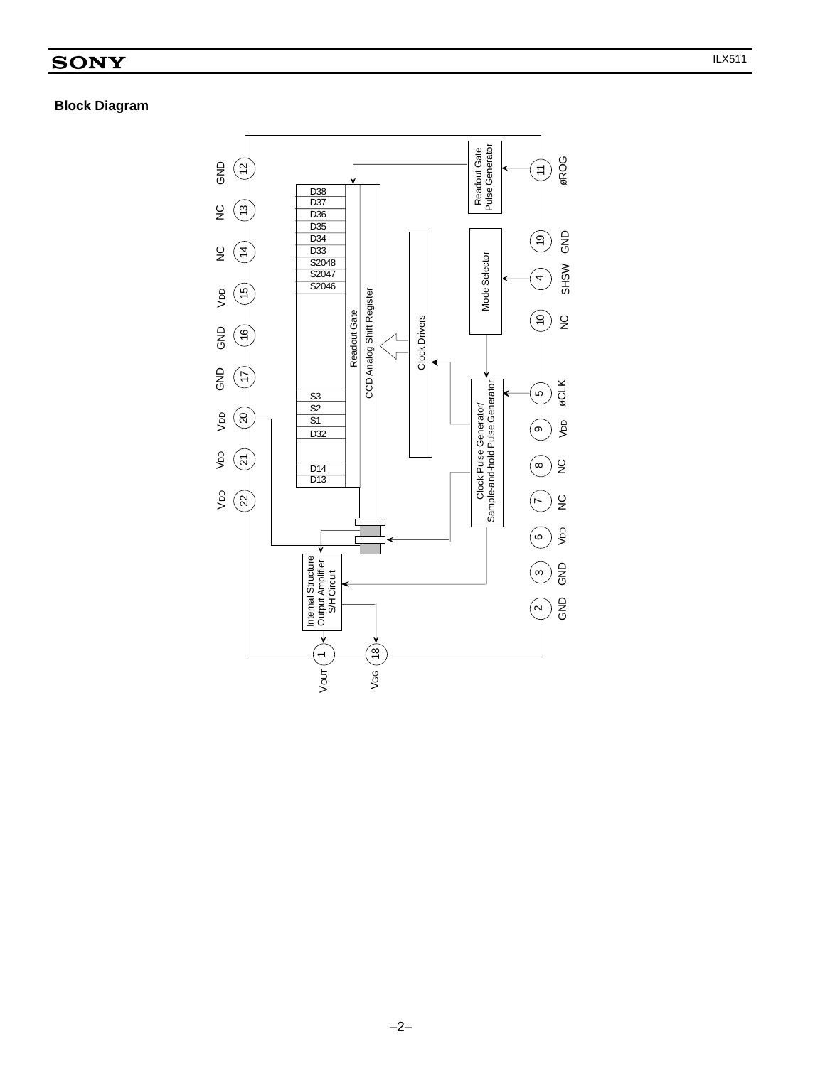## Block Diagram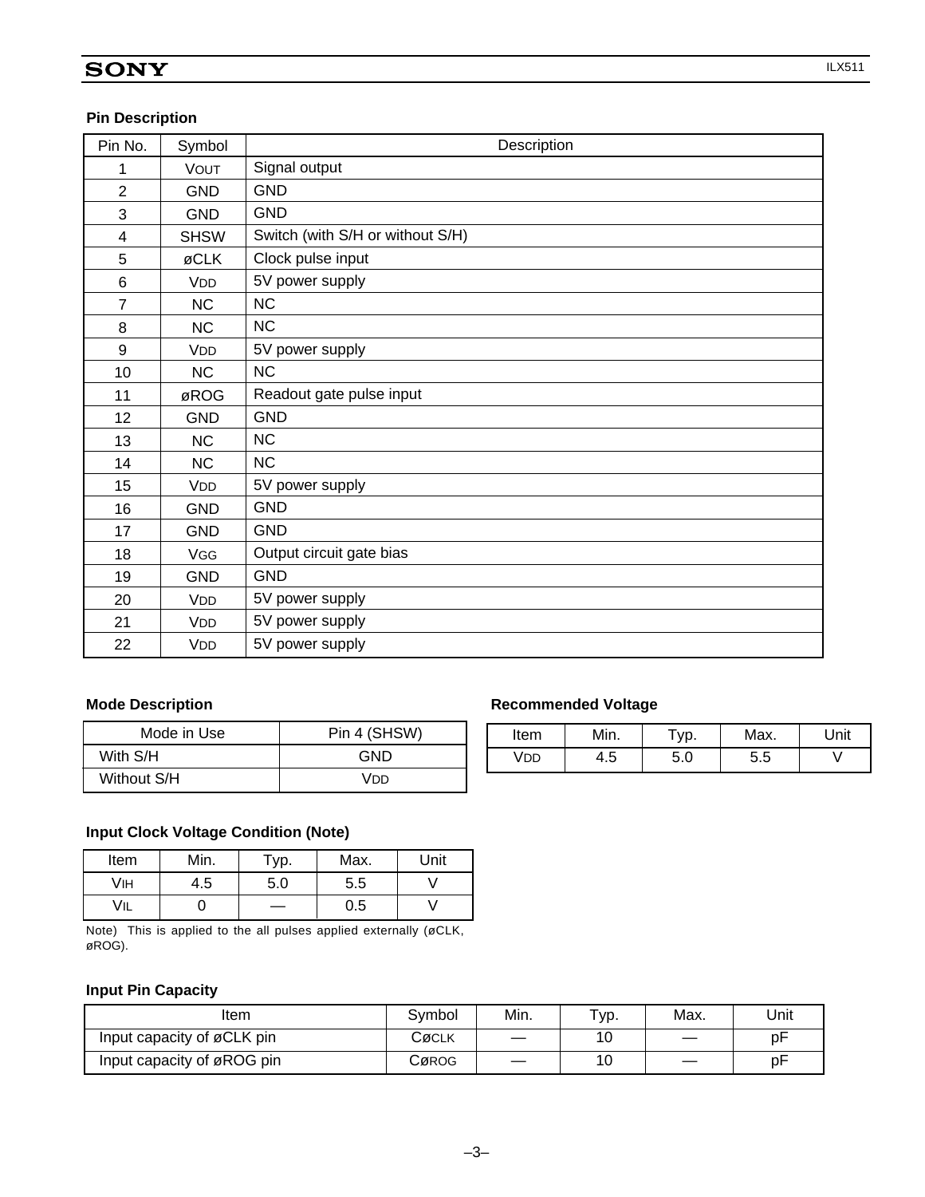## Pin Description

| Pin No. | Symbol | Description |
|---|---|---|
| 1 | $V_{OUT}$ | Signal output |
| 2 | GND | GND |
| 3 | GND | GND |
| 4 | SHSW | Switch (with S/H or without S/H) |
| 5 | øCLK | Clock pulse input |
| 6 | $V_{DD}$ | 5V power supply |
| 7 | NC | NC |
| 8 | NC | NC |
| 9 | $V_{DD}$ | 5V power supply |
| 10 | NC | NC |
| 11 | øROG | Readout gate pulse input |
| 12 | GND | GND |
| 13 | NC | NC |
| 14 | NC | NC |
| 15 | $V_{DD}$ | 5V power supply |
| 16 | GND | GND |
| 17 | GND | GND |
| 18 | $V_{GG}$ | Output circuit gate bias |
| 19 | GND | GND |
| 20 | $V_{DD}$ | 5V power supply |
| 21 | $V_{DD}$ | 5V power supply |
| 22 | $V_{DD}$ | 5V power supply |

## Mode Description

| Mode in Use | Pin 4 (SHSW) |
|---|---|
| With S/H | GND |
| Without S/H | $V_{DD}$ |

## Recommended Voltage

| Item | Min. | Typ. | Max. | Unit |
|---|---|---|---|---|
| $V_{DD}$ | 4.5 | 5.0 | 5.5 | V |

## Input Clock Voltage Condition (Note)

| Item | Min. | Typ. | Max. | Unit |
|---|---|---|---|---|
| $V_{IH}$ | 4.5 | 5.0 | 5.5 | V |
| $V_{IL}$ | 0 | — | 0.5 | V |

Note) This is applied to the all pulses applied externally (øCLK, øROG).

## Input Pin Capacity

| Item | Symbol | Min. | Typ. | Max. | Unit |
|---|---|---|---|---|---|
| Input capacity of øCLK pin | $C_{øCLK}$ | — | 10 | — | pF |
| Input capacity of øROG pin | $C_{øROG}$ | — | 10 | — | pF |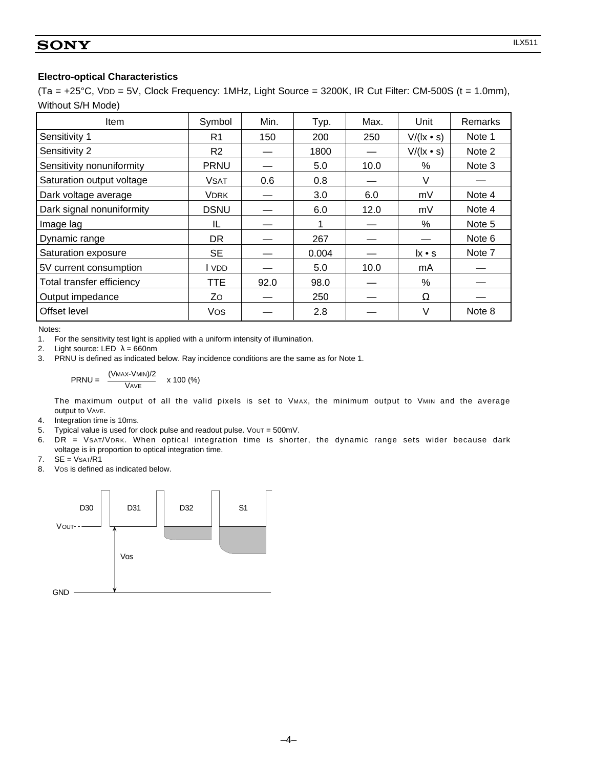### Electro-optical Characteristics

(Ta = +25°C, $V_{DD}$ = 5V, Clock Frequency: 1MHz, Light Source = 3200K, IR Cut Filter: CM-500S (t = 1.0mm), Without S/H Mode)

| Item | Symbol | Min. | Typ. | Max. | Unit | Remarks |
|---|---|---|---|---|---|---|
| Sensitivity 1 | R1 | 150 | 200 | 250 | V/(lx • s) | Note 1 |
| Sensitivity 2 | R2 | — | 1800 | — | V/(lx • s) | Note 2 |
| Sensitivity nonuniformity | PRNU | — | 5.0 | 10.0 | % | Note 3 |
| Saturation output voltage | $V_{SAT}$ | 0.6 | 0.8 | — | V | — |
| Dark voltage average | $V_{DRK}$ | — | 3.0 | 6.0 | mV | Note 4 |
| Dark signal nonuniformity | DSNU | — | 6.0 | 12.0 | mV | Note 4 |
| Image lag | IL | — | 1 | — | % | Note 5 |
| Dynamic range | DR | — | 267 | — | — | Note 6 |
| Saturation exposure | SE | — | 0.004 | — | lx • s | Note 7 |
| 5V current consumption | $I_{VDD}$ | — | 5.0 | 10.0 | mA | — |
| Total transfer efficiency | TTE | 92.0 | 98.0 | — | % | — |
| Output impedance | $Z_O$ | — | 250 | — | Ω | — |
| Offset level | $V_{OS}$ | — | 2.8 | — | V | Note 8 |

Notes:

1. For the sensitivity test light is applied with a uniform intensity of illumination.
2. Light source: LED λ = 660nm
3. PRNU is defined as indicated below. Ray incidence conditions are the same as for Note 1.

$$PRNU = \frac{(V_{MAX} - V_{MIN})/2}{V_{AVE}} \times 100\ (\%)$$

   The maximum output of all the valid pixels is set to $V_{MAX}$, the minimum output to $V_{MIN}$ and the average output to $V_{AVE}$.

4. Integration time is 10ms.
5. Typical value is used for clock pulse and readout pulse. $V_{OUT}$ = 500mV.
6. DR = $V_{SAT}/V_{DRK}$. When optical integration time is shorter, the dynamic range sets wider because dark voltage is in proportion to optical integration time.
7. SE = $V_{SAT}$/R1
8. $V_{OS}$ is defined as indicated below.

D30 D31 D32 S1

VOUT

Vos

GND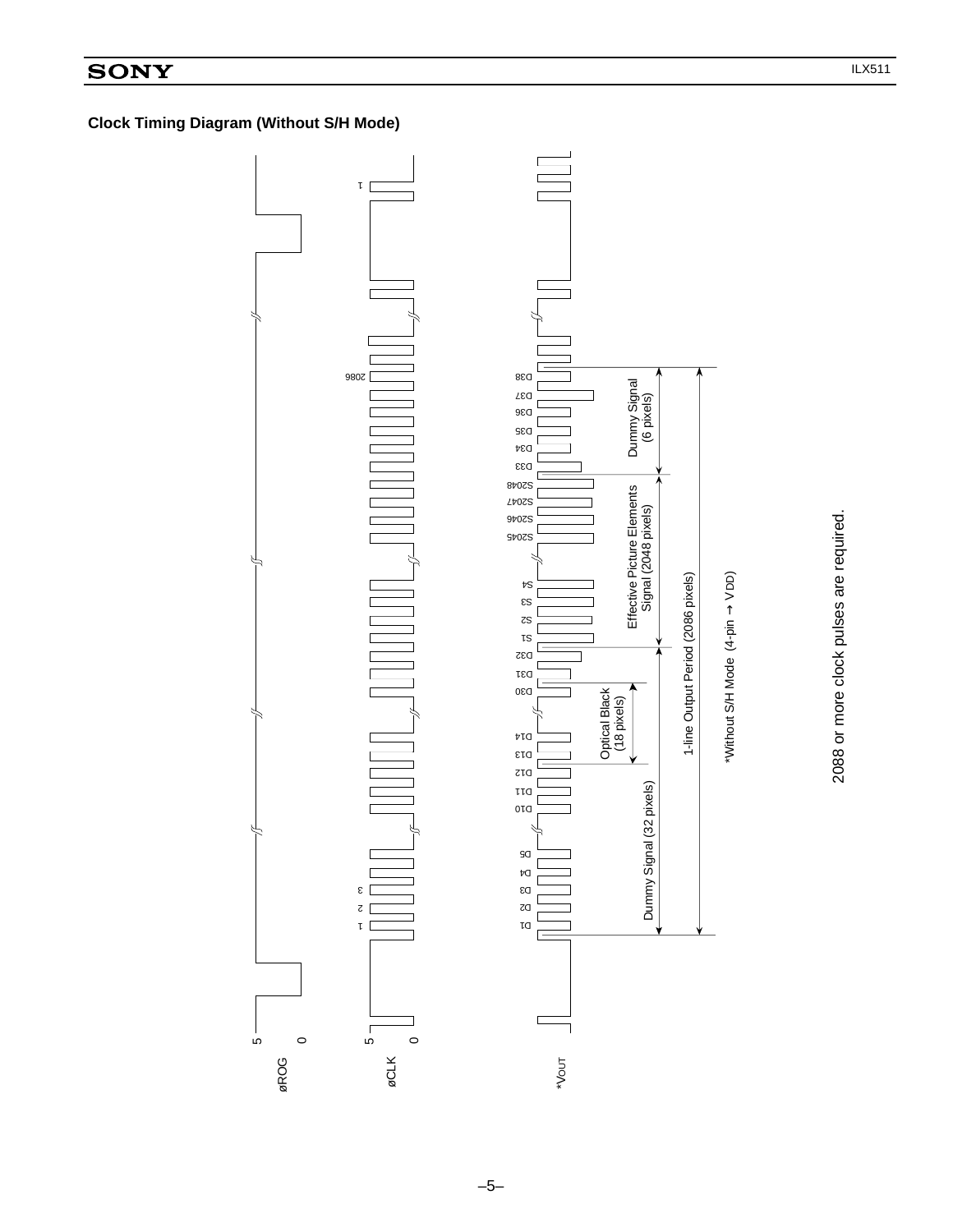## Clock Timing Diagram (Without S/H Mode)

øROG

øCLK

*VOUT

5 0

5 0

1 2 3 2086 1

D1 D2 D3 D4 D5 D10 D11 D12 D13 D14 D30 D31 D32 S1 S2 S3 S4 S2045 S2046 S2047 S2048 D33 D34 D35 D36 D37 D38

Dummy Signal (32 pixels)

Optical Black (18 pixels)

Effective Picture Elements Signal (2048 pixels)

Dummy Signal (6 pixels)

1-line Output Period (2086 pixels)

*Without S/H Mode (4-pin → VDD)

2088 or more clock pulses are required.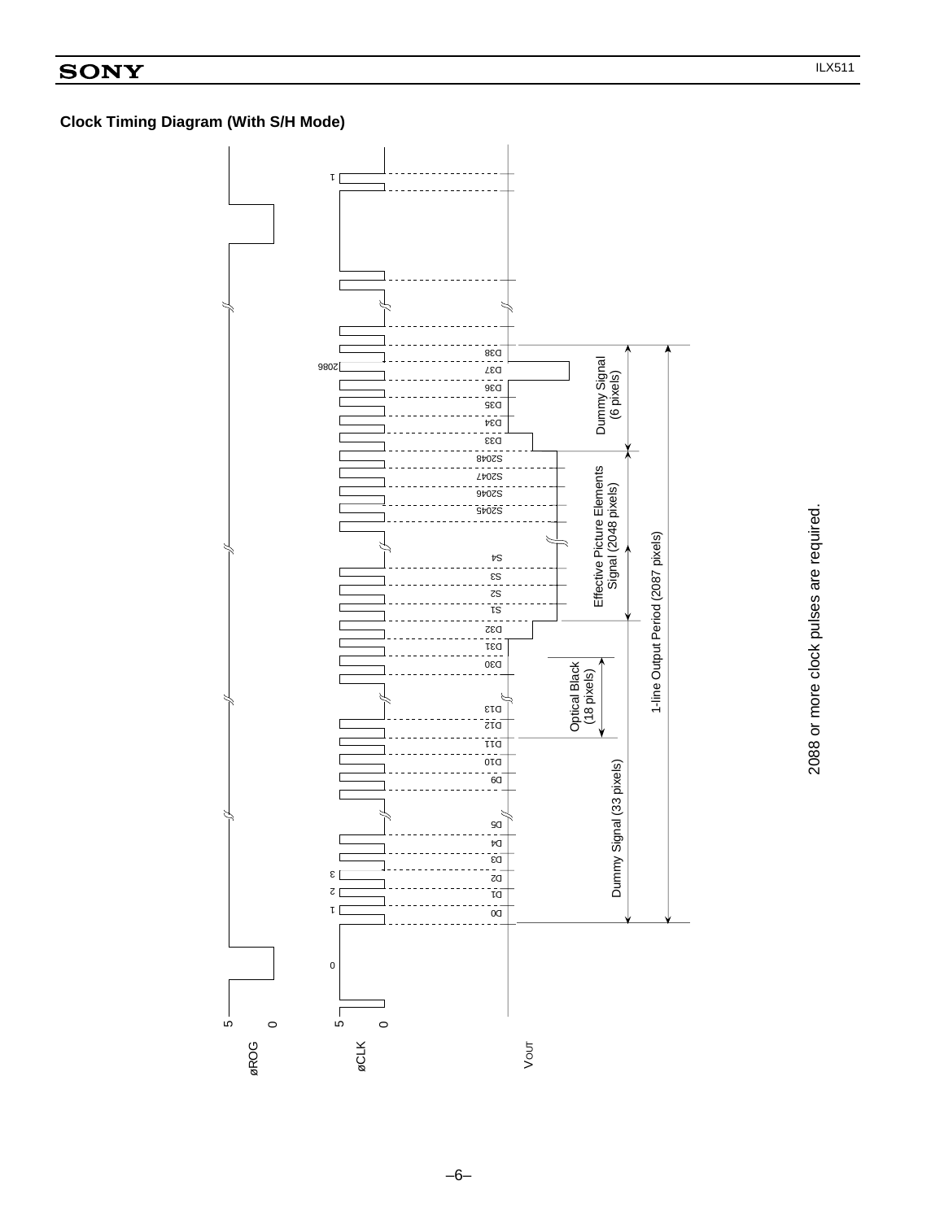### Clock Timing Diagram (With S/H Mode)

øROG

øCLK

VOUT

5
0

5
0

0
1
2
3
2086
1

D0 D1 D2 D3 D4 D5 D9 D10 D11 D12 D13 D30 D31 D32 S1 S2 S3 S4 S2045 S2046 S2047 S2048 D33 D34 D35 D36 D37 D38

Dummy Signal (33 pixels)

Optical Black (18 pixels)

Effective Picture Elements Signal (2048 pixels)

Dummy Signal (6 pixels)

1-line Output Period (2087 pixels)

2088 or more clock pulses are required.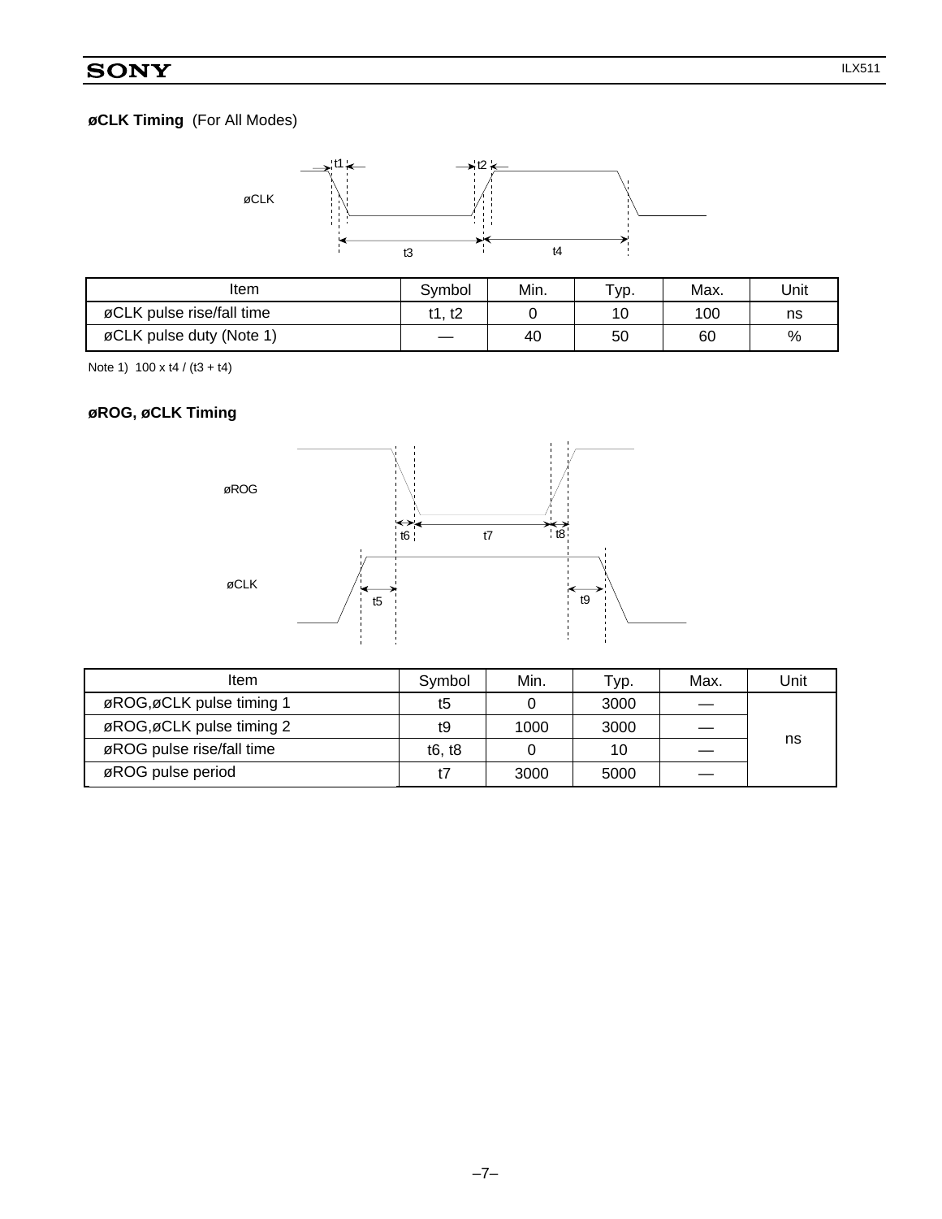### øCLK Timing (For All Modes)

| Item | Symbol | Min. | Typ. | Max. | Unit |
|---|---|---|---|---|---|
| øCLK pulse rise/fall time | t1, t2 | 0 | 10 | 100 | ns |
| øCLK pulse duty (Note 1) | — | 40 | 50 | 60 | % |

Note 1) 100 x t4 / (t3 + t4)

### øROG, øCLK Timing

| Item | Symbol | Min. | Typ. | Max. | Unit |
|---|---|---|---|---|---|
| øROG,øCLK pulse timing 1 | t5 | 0 | 3000 | — | ns |
| øROG,øCLK pulse timing 2 | t9 | 1000 | 3000 | — | ns |
| øROG pulse rise/fall time | t6, t8 | 0 | 10 | — | ns |
| øROG pulse period | t7 | 3000 | 5000 | — | ns |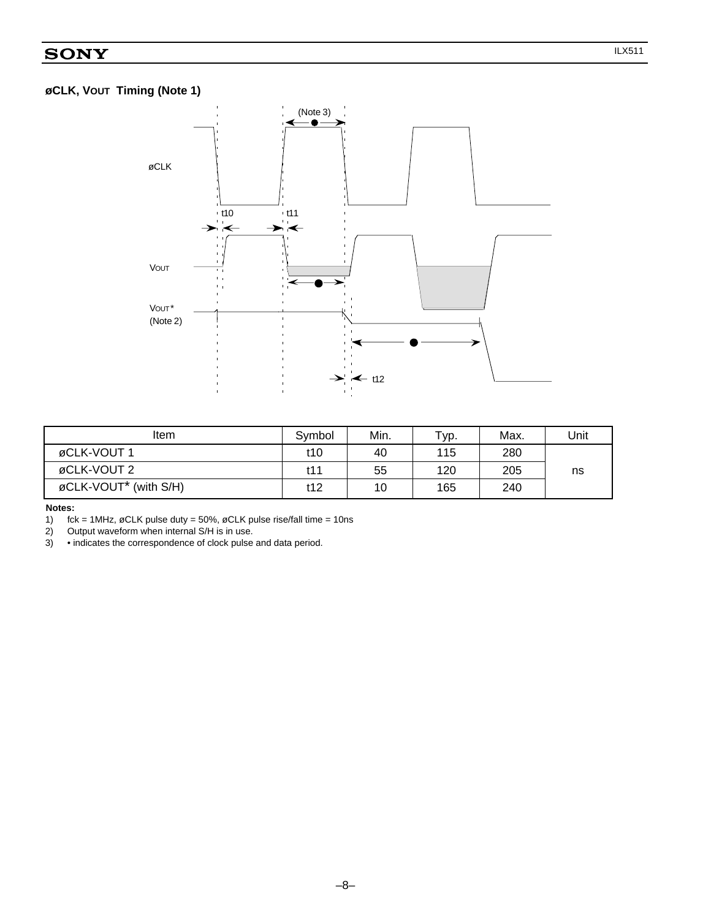**øCLK, VOUT Timing (Note 1)**

| Item | Symbol | Min. | Typ. | Max. | Unit |
|---|---|---|---|---|---|
| øCLK-VOUT 1 | t10 | 40 | 115 | 280 | ns |
| øCLK-VOUT 2 | t11 | 55 | 120 | 205 | |
| øCLK-VOUT* (with S/H) | t12 | 10 | 165 | 240 | |

**Notes:**

1) fck = 1MHz, øCLK pulse duty = 50%, øCLK pulse rise/fall time = 10ns
2) Output waveform when internal S/H is in use.
3) • indicates the correspondence of clock pulse and data period.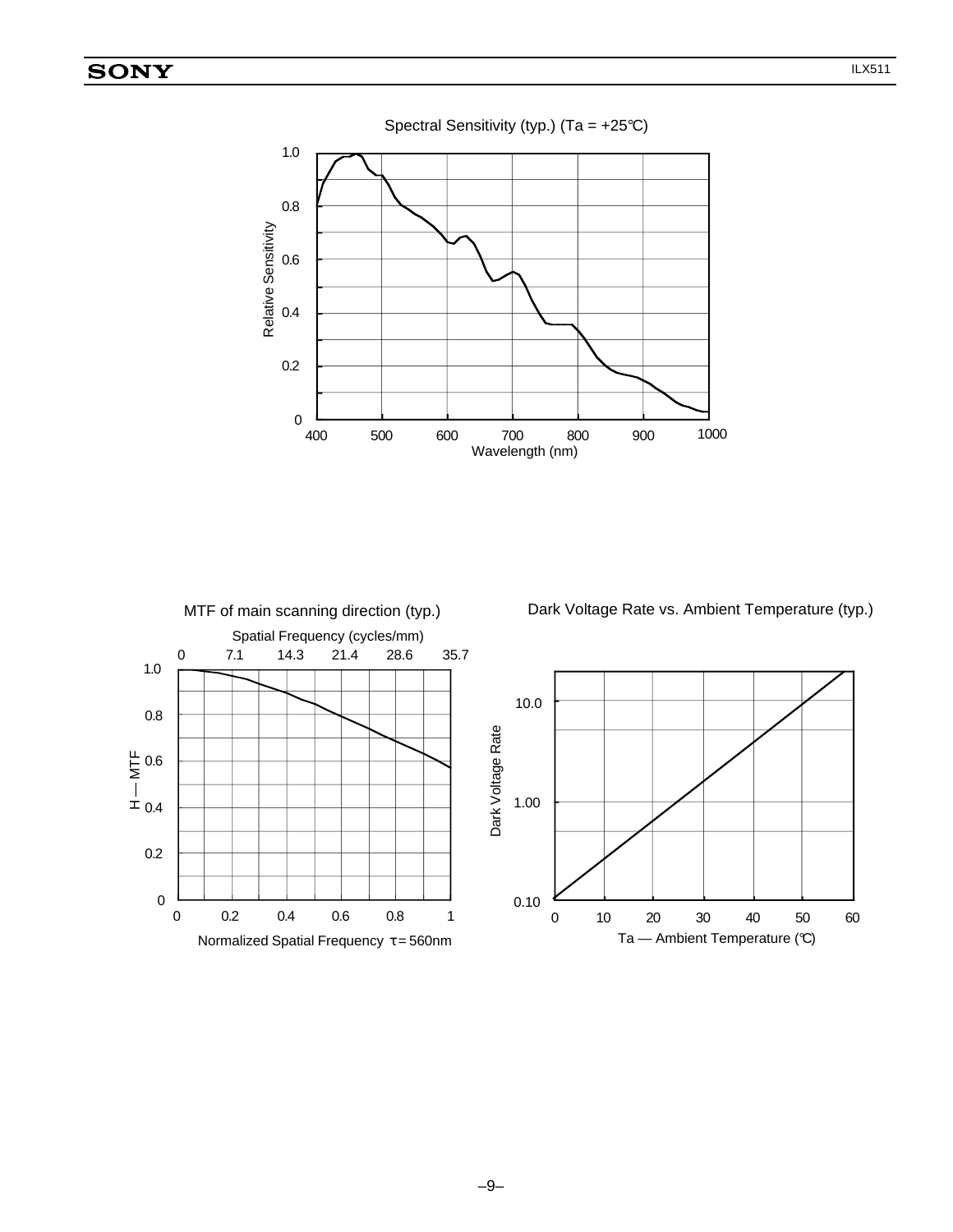Spectral Sensitivity (typ.) (Ta = +25℃)

Relative Sensitivity: 0, 0.2, 0.4, 0.6, 0.8, 1.0

Wavelength (nm): 400, 500, 600, 700, 800, 900, 1000

MTF of main scanning direction (typ.)

Spatial Frequency (cycles/mm): 0, 7.1, 14.3, 21.4, 28.6, 35.7

H — MTF: 0, 0.2, 0.4, 0.6, 0.8, 1.0

Normalized Spatial Frequency $\tau = 560$nm: 0, 0.2, 0.4, 0.6, 0.8, 1

Dark Voltage Rate vs. Ambient Temperature (typ.)

Dark Voltage Rate: 0.10, 1.00, 10.0

Ta — Ambient Temperature (℃): 0, 10, 20, 30, 40, 50, 60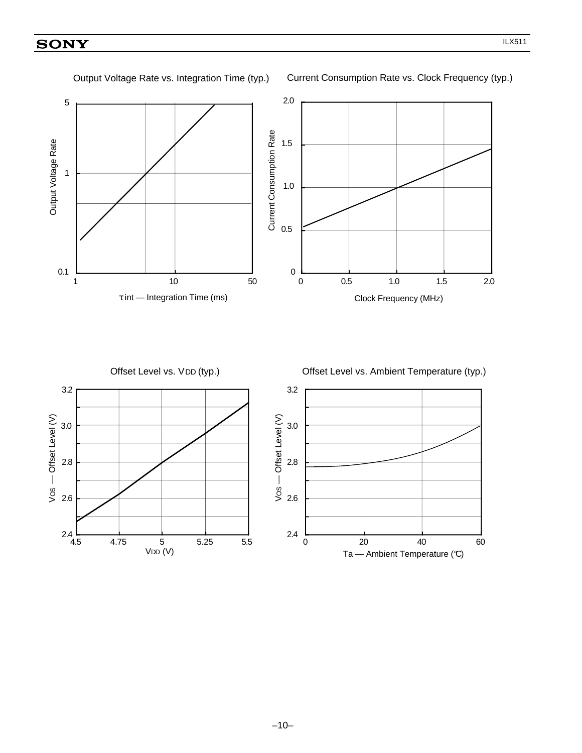Output Voltage Rate vs. Integration Time (typ.)

Output Voltage Rate

τint — Integration Time (ms)

Current Consumption Rate vs. Clock Frequency (typ.)

Current Consumption Rate

Clock Frequency (MHz)

Offset Level vs. VDD (typ.)

VOS — Offset Level (V)

VDD (V)

Offset Level vs. Ambient Temperature (typ.)

VOS — Offset Level (V)

Ta — Ambient Temperature (°C)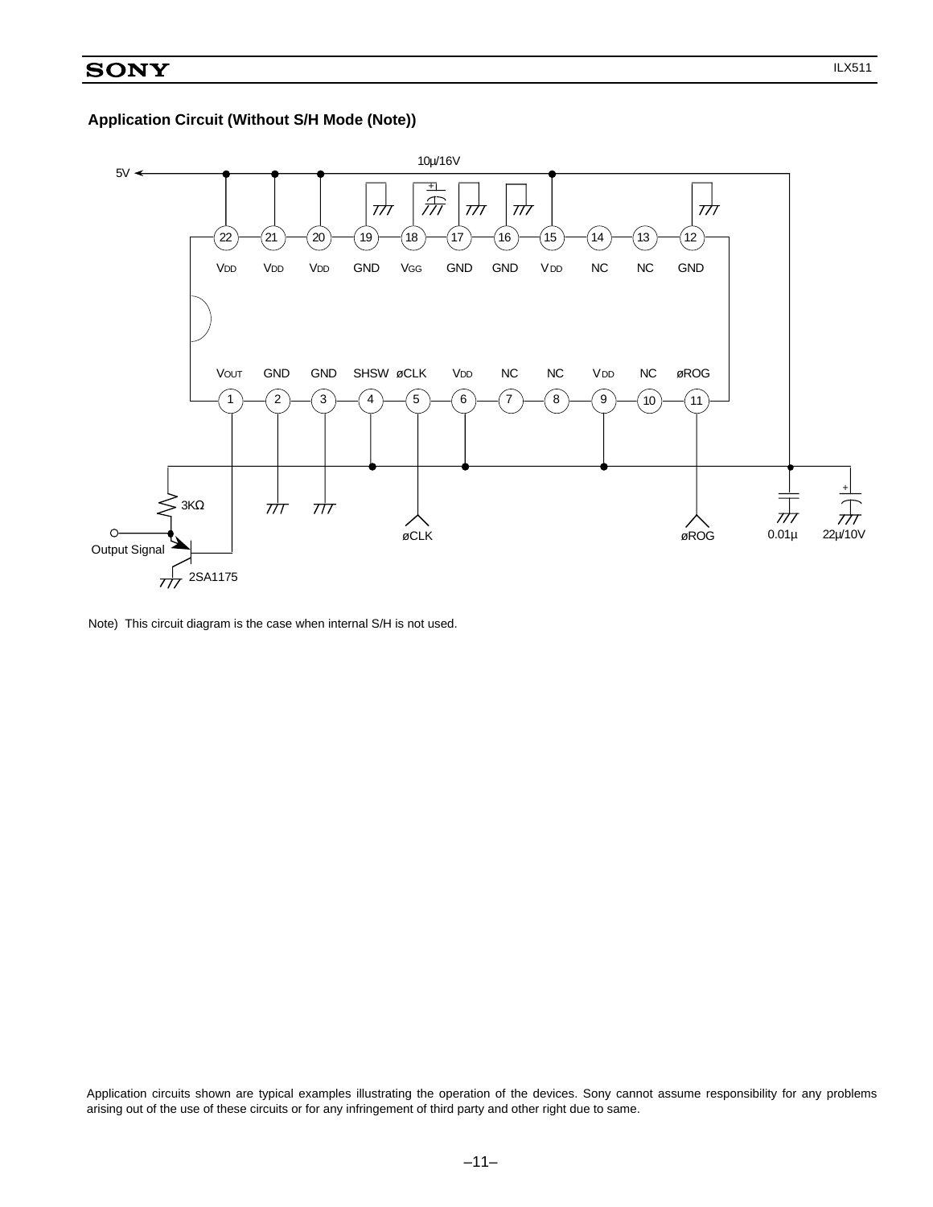### Application Circuit (Without S/H Mode (Note))

5V

10μ/16V

| Pin | 22 | 21 | 20 | 19 | 18 | 17 | 16 | 15 | 14 | 13 | 12 |
|---|---|---|---|---|---|---|---|---|---|---|---|
| Name | VDD | VDD | VDD | GND | VGG | GND | GND | VDD | NC | NC | GND |

| Pin | 1 | 2 | 3 | 4 | 5 | 6 | 7 | 8 | 9 | 10 | 11 |
|---|---|---|---|---|---|---|---|---|---|---|---|
| Name | VOUT | GND | GND | SHSW | øCLK | VDD | NC | NC | VDD | NC | øROG |

3KΩ

Output Signal

2SA1175

øCLK

øROG

0.01μ

22μ/10V

Note) This circuit diagram is the case when internal S/H is not used.

Application circuits shown are typical examples illustrating the operation of the devices. Sony cannot assume responsibility for any problems arising out of the use of these circuits or for any infringement of third party and other right due to same.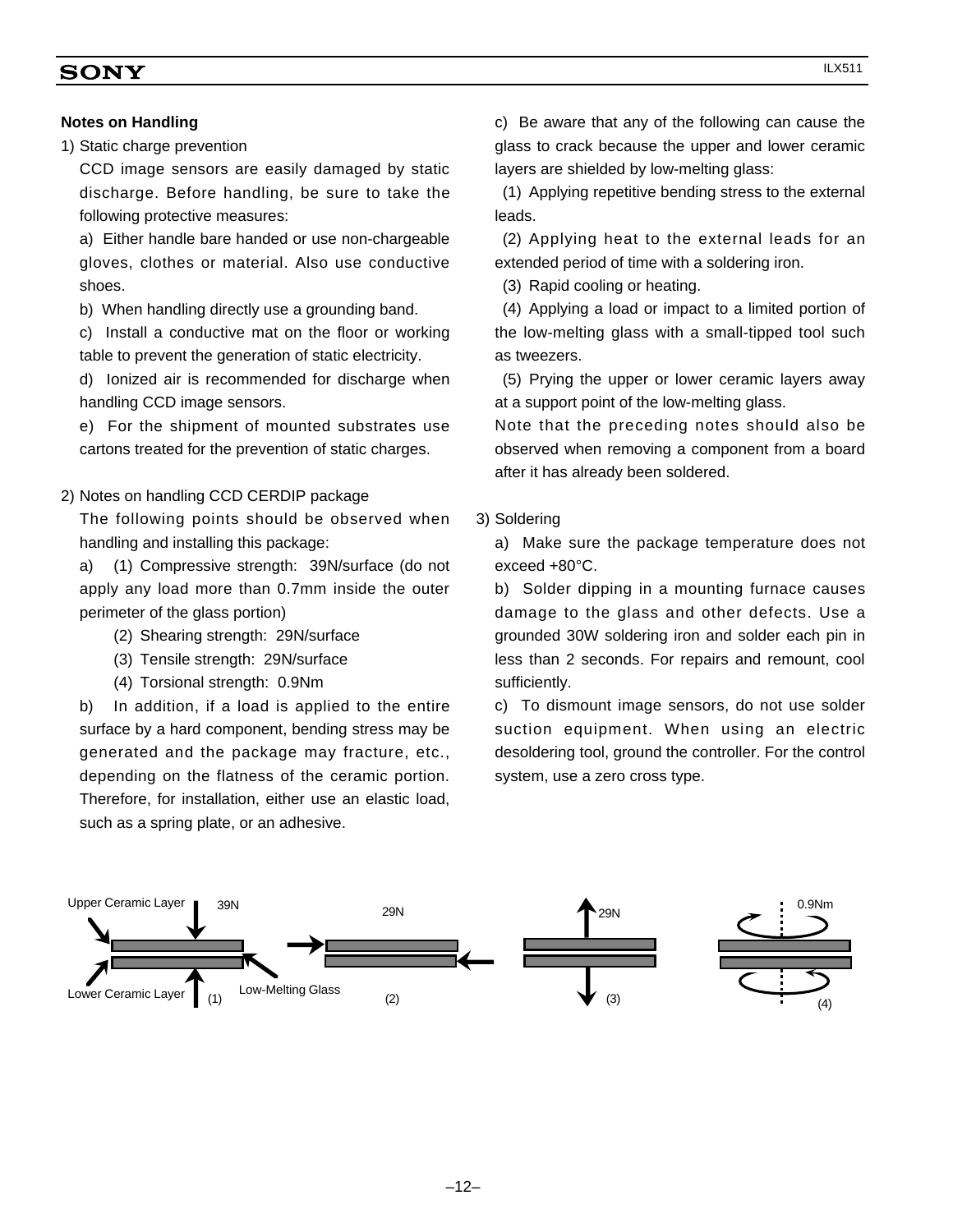**Notes on Handling**

1) Static charge prevention

CCD image sensors are easily damaged by static discharge. Before handling, be sure to take the following protective measures:

a) Either handle bare handed or use non-chargeable gloves, clothes or material. Also use conductive shoes.

b) When handling directly use a grounding band.

c) Install a conductive mat on the floor or working table to prevent the generation of static electricity.

d) Ionized air is recommended for discharge when handling CCD image sensors.

e) For the shipment of mounted substrates use cartons treated for the prevention of static charges.

2) Notes on handling CCD CERDIP package

The following points should be observed when handling and installing this package:

a) (1) Compressive strength: 39N/surface (do not apply any load more than 0.7mm inside the outer perimeter of the glass portion)

(2) Shearing strength: 29N/surface

(3) Tensile strength: 29N/surface

(4) Torsional strength: 0.9Nm

b) In addition, if a load is applied to the entire surface by a hard component, bending stress may be generated and the package may fracture, etc., depending on the flatness of the ceramic portion. Therefore, for installation, either use an elastic load, such as a spring plate, or an adhesive.

c) Be aware that any of the following can cause the glass to crack because the upper and lower ceramic layers are shielded by low-melting glass:

(1) Applying repetitive bending stress to the external leads.

(2) Applying heat to the external leads for an extended period of time with a soldering iron.

(3) Rapid cooling or heating.

(4) Applying a load or impact to a limited portion of the low-melting glass with a small-tipped tool such as tweezers.

(5) Prying the upper or lower ceramic layers away at a support point of the low-melting glass.

Note that the preceding notes should also be observed when removing a component from a board after it has already been soldered.

3) Soldering

a) Make sure the package temperature does not exceed +80°C.

b) Solder dipping in a mounting furnace causes damage to the glass and other defects. Use a grounded 30W soldering iron and solder each pin in less than 2 seconds. For repairs and remount, cool sufficiently.

c) To dismount image sensors, do not use solder suction equipment. When using an electric desoldering tool, ground the controller. For the control system, use a zero cross type.

Upper Ceramic Layer 39N

Lower Ceramic Layer (1) Low-Melting Glass

29N (2)

29N (3)

0.9Nm (4)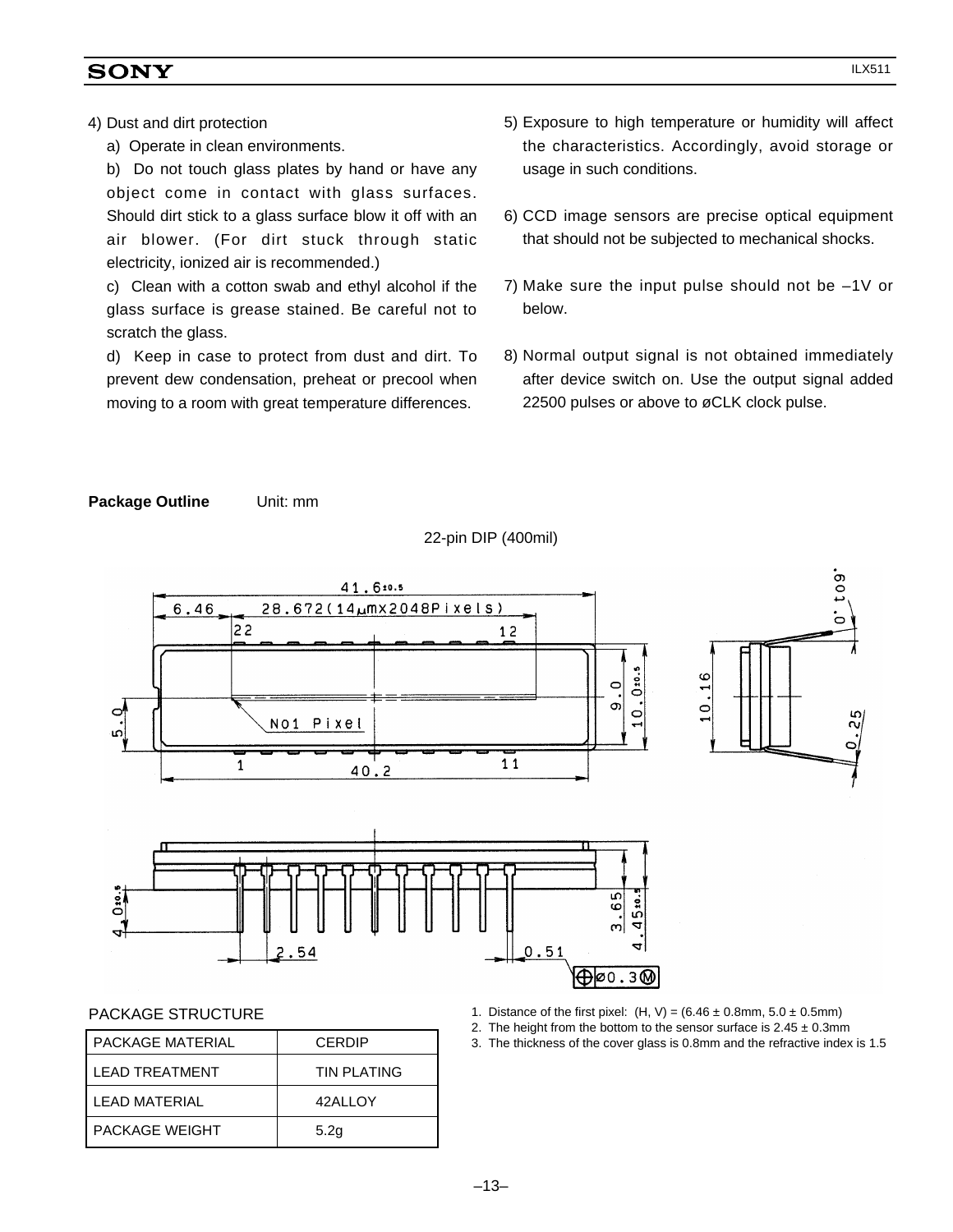4) Dust and dirt protection

a) Operate in clean environments.

b) Do not touch glass plates by hand or have any object come in contact with glass surfaces. Should dirt stick to a glass surface blow it off with an air blower. (For dirt stuck through static electricity, ionized air is recommended.)

c) Clean with a cotton swab and ethyl alcohol if the glass surface is grease stained. Be careful not to scratch the glass.

d) Keep in case to protect from dust and dirt. To prevent dew condensation, preheat or precool when moving to a room with great temperature differences.

5) Exposure to high temperature or humidity will affect the characteristics. Accordingly, avoid storage or usage in such conditions.

6) CCD image sensors are precise optical equipment that should not be subjected to mechanical shocks.

7) Make sure the input pulse should not be –1V or below.

8) Normal output signal is not obtained immediately after device switch on. Use the output signal added 22500 pulses or above to øCLK clock pulse.

**Package Outline** Unit: mm

22-pin DIP (400mil)

41.6±0.5
6.46
28.672(14μm×2048Pixels)
22
12
No1 Pixel
5.0
9.0
10.0±0.5
1
11
40.2
10.16
0° to 9°
0.25
4.0±0.5
2.54
0.51
3.65
4.45±0.5
⌖ ø0.3 Ⓜ

PACKAGE STRUCTURE

| | |
|---|---|
| PACKAGE MATERIAL | CERDIP |
| LEAD TREATMENT | TIN PLATING |
| LEAD MATERIAL | 42ALLOY |
| PACKAGE WEIGHT | 5.2g |

1. Distance of the first pixel: (H, V) = (6.46 ± 0.8mm, 5.0 ± 0.5mm)
2. The height from the bottom to the sensor surface is 2.45 ± 0.3mm
3. The thickness of the cover glass is 0.8mm and the refractive index is 1.5